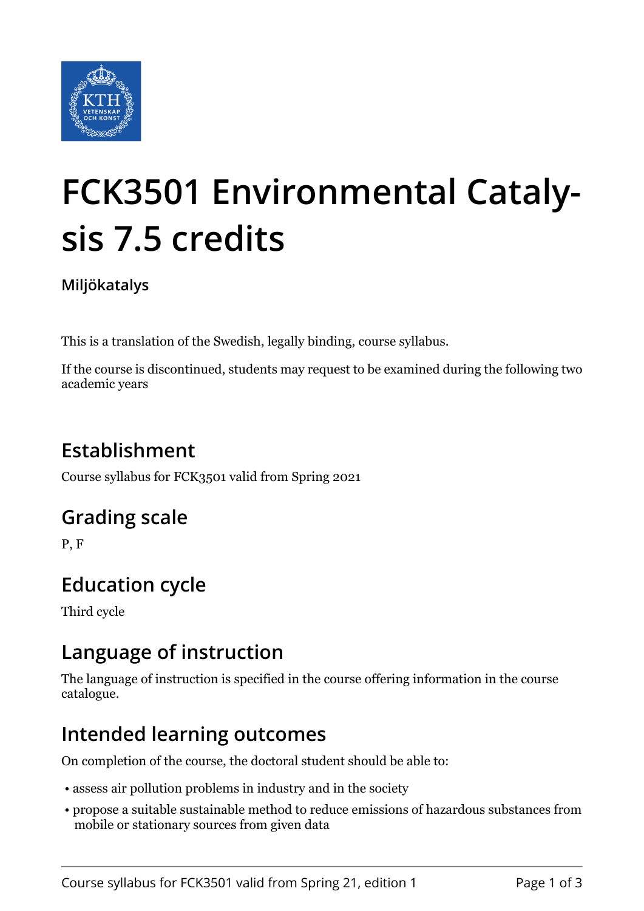# FCK3501 Environmental Catalysis 7.5 credits

**Miljökatalys**

This is a translation of the Swedish, legally binding, course syllabus.

If the course is discontinued, students may request to be examined during the following two academic years

## Establishment

Course syllabus for FCK3501 valid from Spring 2021

## Grading scale

P, F

## Education cycle

Third cycle

## Language of instruction

The language of instruction is specified in the course offering information in the course catalogue.

## Intended learning outcomes

On completion of the course, the doctoral student should be able to:

- assess air pollution problems in industry and in the society
- propose a suitable sustainable method to reduce emissions of hazardous substances from mobile or stationary sources from given data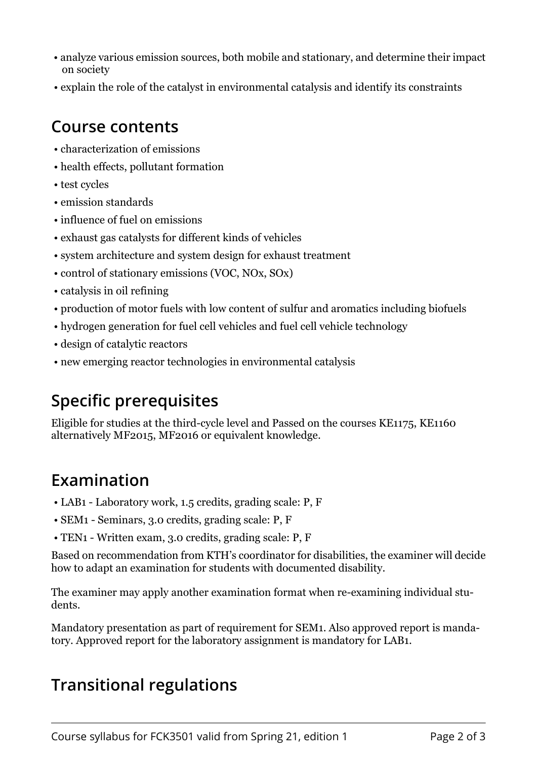- analyze various emission sources, both mobile and stationary, and determine their impact on society
- explain the role of the catalyst in environmental catalysis and identify its constraints

## Course contents

- characterization of emissions
- health effects, pollutant formation
- test cycles
- emission standards
- influence of fuel on emissions
- exhaust gas catalysts for different kinds of vehicles
- system architecture and system design for exhaust treatment
- control of stationary emissions (VOC, NOx, SOx)
- catalysis in oil refining
- production of motor fuels with low content of sulfur and aromatics including biofuels
- hydrogen generation for fuel cell vehicles and fuel cell vehicle technology
- design of catalytic reactors
- new emerging reactor technologies in environmental catalysis

## Specific prerequisites

Eligible for studies at the third-cycle level and Passed on the courses KE1175, KE1160 alternatively MF2015, MF2016 or equivalent knowledge.

## Examination

- LAB1 - Laboratory work, 1.5 credits, grading scale: P, F
- SEM1 - Seminars, 3.0 credits, grading scale: P, F
- TEN1 - Written exam, 3.0 credits, grading scale: P, F

Based on recommendation from KTH's coordinator for disabilities, the examiner will decide how to adapt an examination for students with documented disability.

The examiner may apply another examination format when re-examining individual students.

Mandatory presentation as part of requirement for SEM1. Also approved report is mandatory. Approved report for the laboratory assignment is mandatory for LAB1.

## Transitional regulations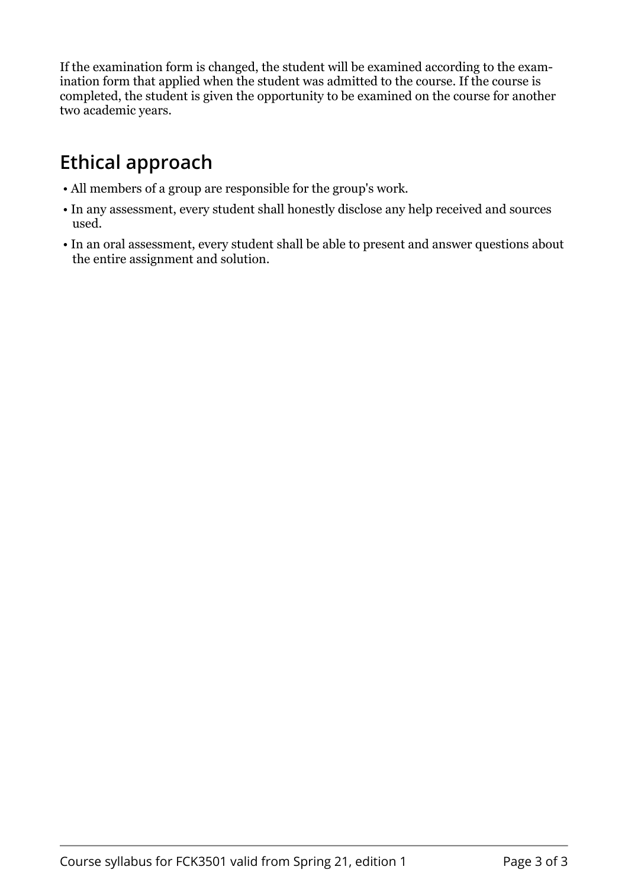If the examination form is changed, the student will be examined according to the examination form that applied when the student was admitted to the course. If the course is completed, the student is given the opportunity to be examined on the course for another two academic years.

## Ethical approach

- All members of a group are responsible for the group's work.
- In any assessment, every student shall honestly disclose any help received and sources used.
- In an oral assessment, every student shall be able to present and answer questions about the entire assignment and solution.